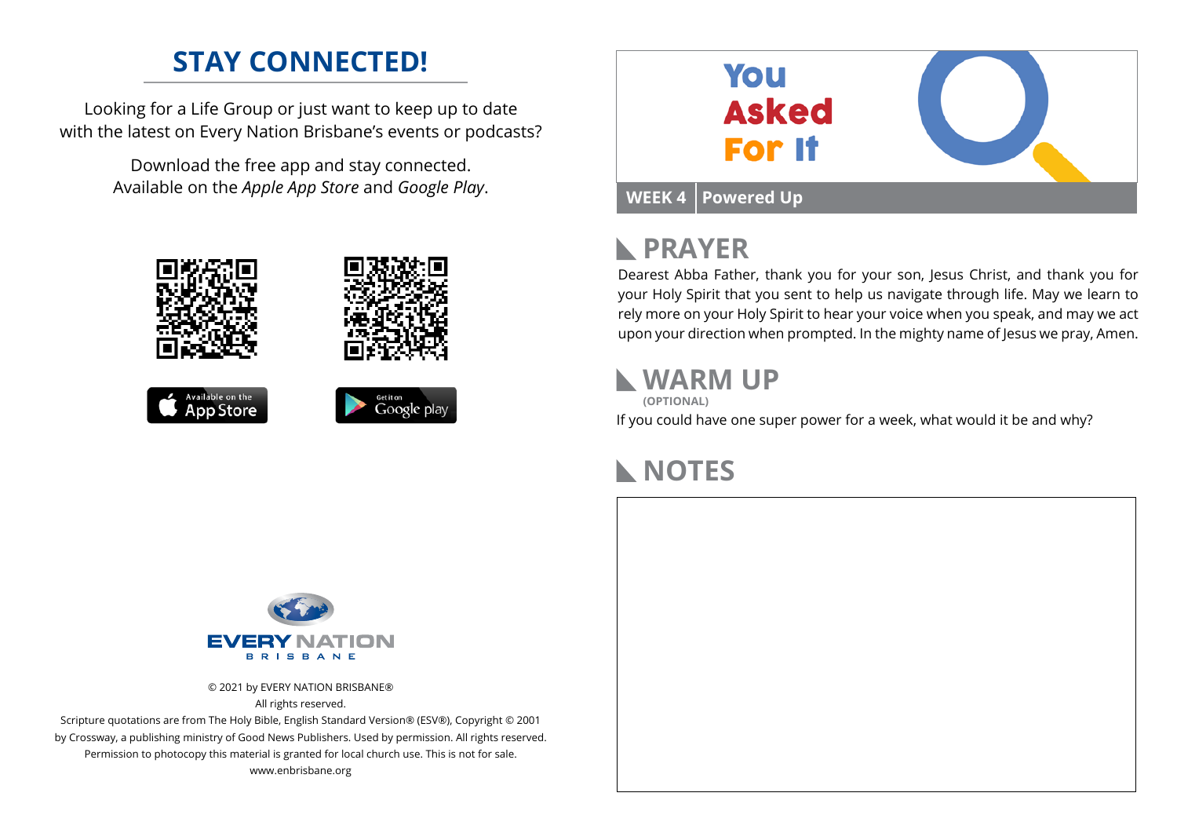## STAY CONNECTED!

Looking for a Life Group or just want to keep up to date with the latest on Every Nation Brisbane's events or podcasts?

Download the free app and stay connected. Available on the *Apple App Store* and *Google Play*.

Available on the App Store

Get it on Google play

EVERY NATION
BRISBANE

© 2021 by EVERY NATION BRISBANE®
All rights reserved.
Scripture quotations are from The Holy Bible, English Standard Version® (ESV®), Copyright © 2001 by Crossway, a publishing ministry of Good News Publishers. Used by permission. All rights reserved.
Permission to photocopy this material is granted for local church use. This is not for sale.
www.enbrisbane.org

# You Asked For It

**WEEK 4** | **Powered Up**

## PRAYER

Dearest Abba Father, thank you for your son, Jesus Christ, and thank you for your Holy Spirit that you sent to help us navigate through life. May we learn to rely more on your Holy Spirit to hear your voice when you speak, and may we act upon your direction when prompted. In the mighty name of Jesus we pray, Amen.

## WARM UP

**(OPTIONAL)**

If you could have one super power for a week, what would it be and why?

## NOTES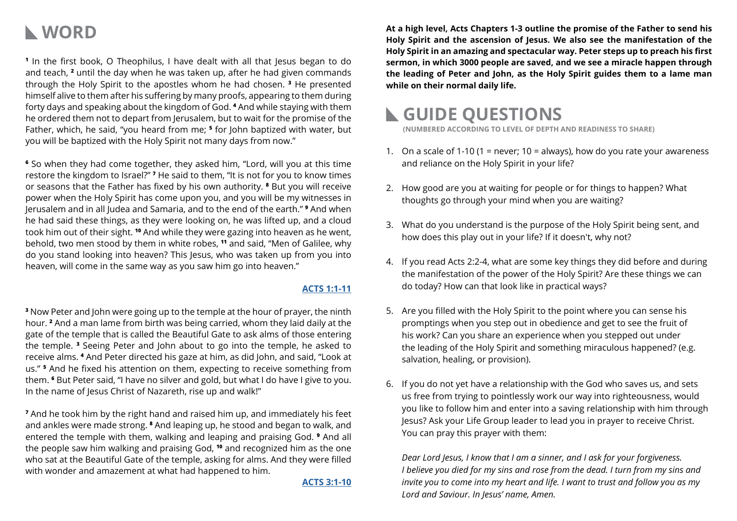## WORD

[1] In the first book, O Theophilus, I have dealt with all that Jesus began to do and teach, [2] until the day when he was taken up, after he had given commands through the Holy Spirit to the apostles whom he had chosen. [3] He presented himself alive to them after his suffering by many proofs, appearing to them during forty days and speaking about the kingdom of God. [4] And while staying with them he ordered them not to depart from Jerusalem, but to wait for the promise of the Father, which, he said, "you heard from me; [5] for John baptized with water, but you will be baptized with the Holy Spirit not many days from now."

[6] So when they had come together, they asked him, "Lord, will you at this time restore the kingdom to Israel?" [7] He said to them, "It is not for you to know times or seasons that the Father has fixed by his own authority. [8] But you will receive power when the Holy Spirit has come upon you, and you will be my witnesses in Jerusalem and in all Judea and Samaria, and to the end of the earth." [9] And when he had said these things, as they were looking on, he was lifted up, and a cloud took him out of their sight. [10] And while they were gazing into heaven as he went, behold, two men stood by them in white robes, [11] and said, "Men of Galilee, why do you stand looking into heaven? This Jesus, who was taken up from you into heaven, will come in the same way as you saw him go into heaven."

**ACTS 1:1-11**

[3] Now Peter and John were going up to the temple at the hour of prayer, the ninth hour. [2] And a man lame from birth was being carried, whom they laid daily at the gate of the temple that is called the Beautiful Gate to ask alms of those entering the temple. [3] Seeing Peter and John about to go into the temple, he asked to receive alms. [4] And Peter directed his gaze at him, as did John, and said, "Look at us." [5] And he fixed his attention on them, expecting to receive something from them. [6] But Peter said, "I have no silver and gold, but what I do have I give to you. In the name of Jesus Christ of Nazareth, rise up and walk!"

[7] And he took him by the right hand and raised him up, and immediately his feet and ankles were made strong. [8] And leaping up, he stood and began to walk, and entered the temple with them, walking and leaping and praising God. [9] And all the people saw him walking and praising God, [10] and recognized him as the one who sat at the Beautiful Gate of the temple, asking for alms. And they were filled with wonder and amazement at what had happened to him.

**ACTS 3:1-10**

**At a high level, Acts Chapters 1-3 outline the promise of the Father to send his Holy Spirit and the ascension of Jesus. We also see the manifestation of the Holy Spirit in an amazing and spectacular way. Peter steps up to preach his first sermon, in which 3000 people are saved, and we see a miracle happen through the leading of Peter and John, as the Holy Spirit guides them to a lame man while on their normal daily life.**

## GUIDE QUESTIONS

**(NUMBERED ACCORDING TO LEVEL OF DEPTH AND READINESS TO SHARE)**

1. On a scale of 1-10 (1 = never; 10 = always), how do you rate your awareness and reliance on the Holy Spirit in your life?

2. How good are you at waiting for people or for things to happen? What thoughts go through your mind when you are waiting?

3. What do you understand is the purpose of the Holy Spirit being sent, and how does this play out in your life? If it doesn't, why not?

4. If you read Acts 2:2-4, what are some key things they did before and during the manifestation of the power of the Holy Spirit? Are these things we can do today? How can that look like in practical ways?

5. Are you filled with the Holy Spirit to the point where you can sense his promptings when you step out in obedience and get to see the fruit of his work? Can you share an experience when you stepped out under the leading of the Holy Spirit and something miraculous happened? (e.g. salvation, healing, or provision).

6. If you do not yet have a relationship with the God who saves us, and sets us free from trying to pointlessly work our way into righteousness, would you like to follow him and enter into a saving relationship with him through Jesus? Ask your Life Group leader to lead you in prayer to receive Christ. You can pray this prayer with them:

   *Dear Lord Jesus, I know that I am a sinner, and I ask for your forgiveness. I believe you died for my sins and rose from the dead. I turn from my sins and invite you to come into my heart and life. I want to trust and follow you as my Lord and Saviour. In Jesus' name, Amen.*